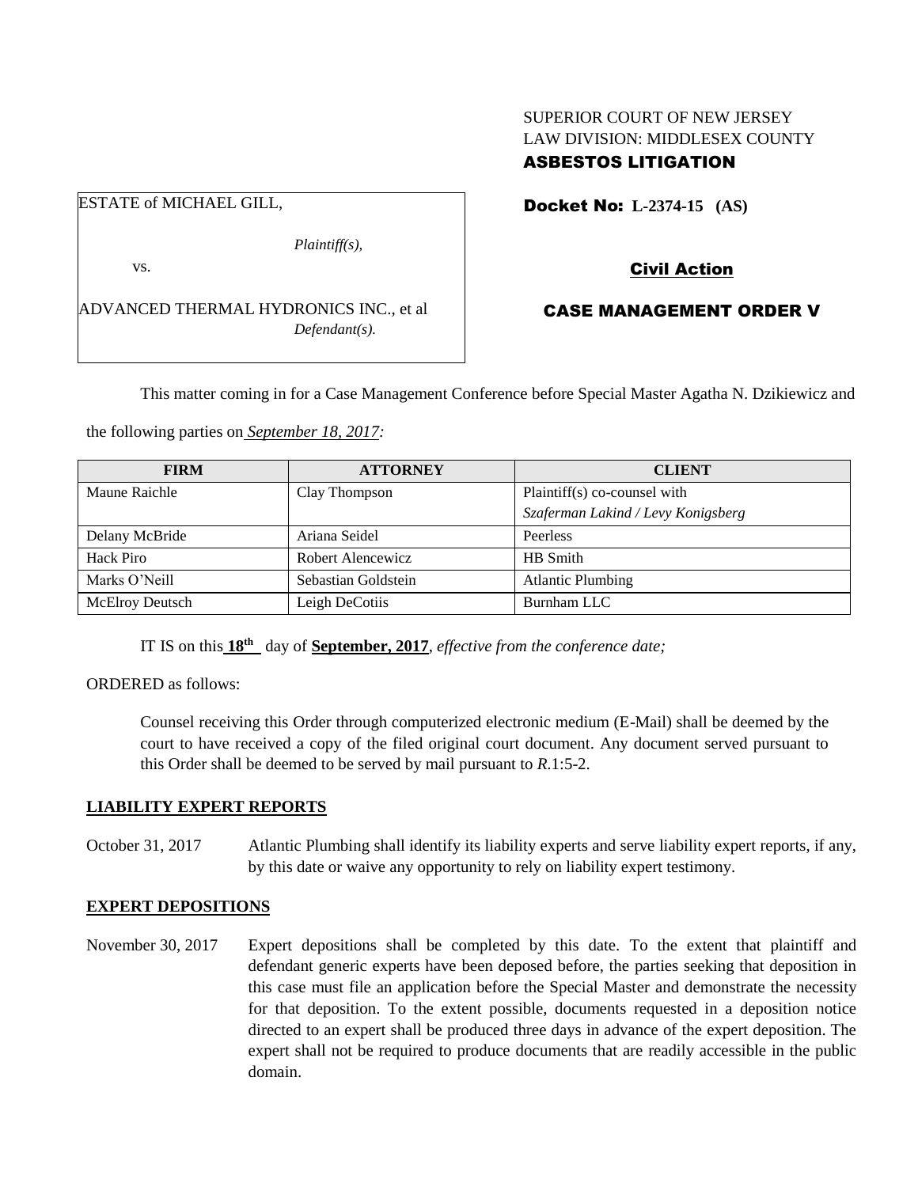SUPERIOR COURT OF NEW JERSEY
LAW DIVISION: MIDDLESEX COUNTY

**ASBESTOS LITIGATION**

ESTATE of MICHAEL GILL,

*Plaintiff(s),*

vs.

ADVANCED THERMAL HYDRONICS INC., et al

*Defendant(s).*

**Docket No: L-2374-15 (AS)**

**Civil Action**

**CASE MANAGEMENT ORDER V**

This matter coming in for a Case Management Conference before Special Master Agatha N. Dzikiewicz and the following parties on *September 18, 2017:*

| FIRM | ATTORNEY | CLIENT |
|---|---|---|
| Maune Raichle | Clay Thompson | Plaintiff(s) co-counsel with *Szaferman Lakind / Levy Konigsberg* |
| Delany McBride | Ariana Seidel | Peerless |
| Hack Piro | Robert Alencewicz | HB Smith |
| Marks O'Neill | Sebastian Goldstein | Atlantic Plumbing |
| McElroy Deutsch | Leigh DeCotiis | Burnham LLC |

IT IS on this **18th** day of **September, 2017**, *effective from the conference date;*

ORDERED as follows:

Counsel receiving this Order through computerized electronic medium (E-Mail) shall be deemed by the court to have received a copy of the filed original court document. Any document served pursuant to this Order shall be deemed to be served by mail pursuant to *R*.1:5-2.

## LIABILITY EXPERT REPORTS

October 31, 2017 Atlantic Plumbing shall identify its liability experts and serve liability expert reports, if any, by this date or waive any opportunity to rely on liability expert testimony.

## EXPERT DEPOSITIONS

November 30, 2017 Expert depositions shall be completed by this date. To the extent that plaintiff and defendant generic experts have been deposed before, the parties seeking that deposition in this case must file an application before the Special Master and demonstrate the necessity for that deposition. To the extent possible, documents requested in a deposition notice directed to an expert shall be produced three days in advance of the expert deposition. The expert shall not be required to produce documents that are readily accessible in the public domain.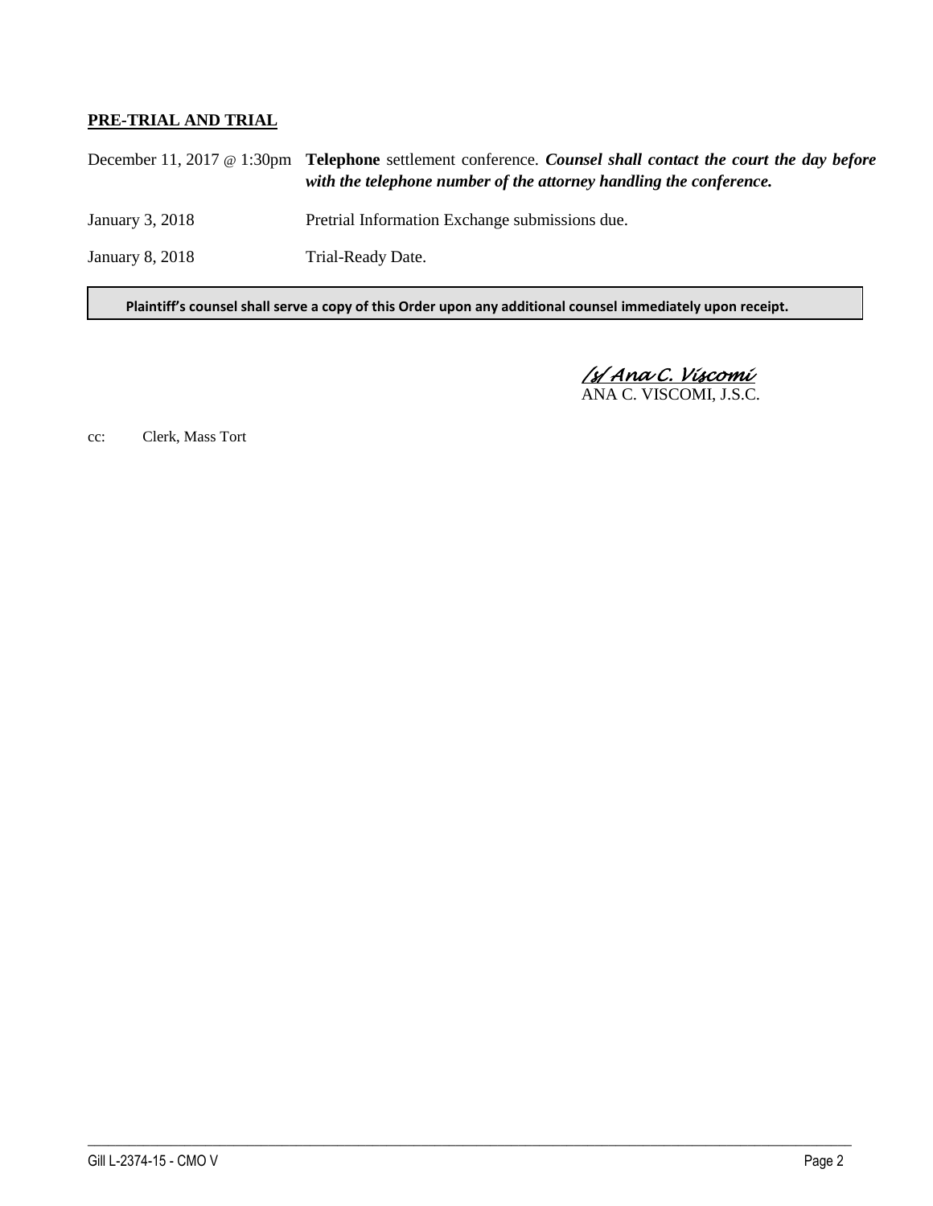**PRE-TRIAL AND TRIAL**

| | |
|---|---|
| December 11, 2017 @ 1:30pm | **Telephone** settlement conference. ***Counsel shall contact the court the day before with the telephone number of the attorney handling the conference.*** |
| January 3, 2018 | Pretrial Information Exchange submissions due. |
| January 8, 2018 | Trial-Ready Date. |

**Plaintiff's counsel shall serve a copy of this Order upon any additional counsel immediately upon receipt.**

/s/ Ana C. Viscomi
ANA C. VISCOMI, J.S.C.

cc: Clerk, Mass Tort